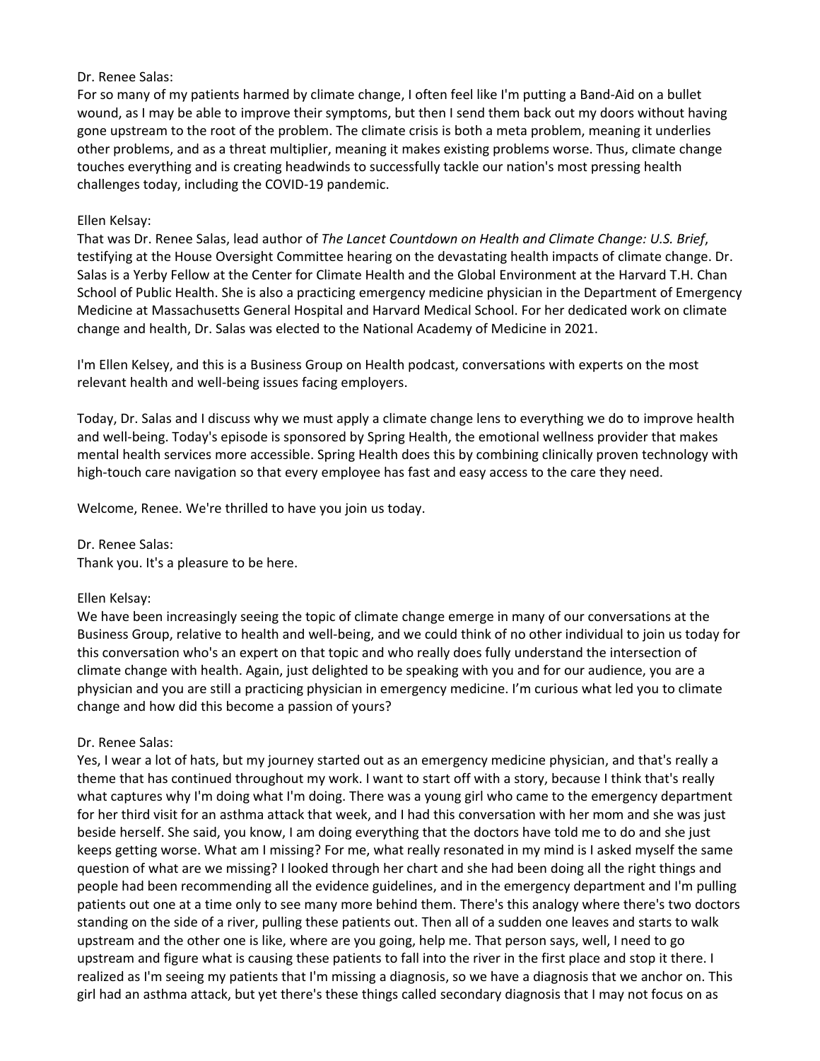Dr. Renee Salas:
For so many of my patients harmed by climate change, I often feel like I'm putting a Band-Aid on a bullet wound, as I may be able to improve their symptoms, but then I send them back out my doors without having gone upstream to the root of the problem. The climate crisis is both a meta problem, meaning it underlies other problems, and as a threat multiplier, meaning it makes existing problems worse. Thus, climate change touches everything and is creating headwinds to successfully tackle our nation's most pressing health challenges today, including the COVID-19 pandemic.

Ellen Kelsay:
That was Dr. Renee Salas, lead author of *The Lancet Countdown on Health and Climate Change: U.S. Brief*, testifying at the House Oversight Committee hearing on the devastating health impacts of climate change. Dr. Salas is a Yerby Fellow at the Center for Climate Health and the Global Environment at the Harvard T.H. Chan School of Public Health. She is also a practicing emergency medicine physician in the Department of Emergency Medicine at Massachusetts General Hospital and Harvard Medical School. For her dedicated work on climate change and health, Dr. Salas was elected to the National Academy of Medicine in 2021.

I'm Ellen Kelsey, and this is a Business Group on Health podcast, conversations with experts on the most relevant health and well-being issues facing employers.

Today, Dr. Salas and I discuss why we must apply a climate change lens to everything we do to improve health and well-being. Today's episode is sponsored by Spring Health, the emotional wellness provider that makes mental health services more accessible. Spring Health does this by combining clinically proven technology with high-touch care navigation so that every employee has fast and easy access to the care they need.

Welcome, Renee. We're thrilled to have you join us today.

Dr. Renee Salas:
Thank you. It's a pleasure to be here.

Ellen Kelsay:
We have been increasingly seeing the topic of climate change emerge in many of our conversations at the Business Group, relative to health and well-being, and we could think of no other individual to join us today for this conversation who's an expert on that topic and who really does fully understand the intersection of climate change with health. Again, just delighted to be speaking with you and for our audience, you are a physician and you are still a practicing physician in emergency medicine. I'm curious what led you to climate change and how did this become a passion of yours?

Dr. Renee Salas:
Yes, I wear a lot of hats, but my journey started out as an emergency medicine physician, and that's really a theme that has continued throughout my work. I want to start off with a story, because I think that's really what captures why I'm doing what I'm doing. There was a young girl who came to the emergency department for her third visit for an asthma attack that week, and I had this conversation with her mom and she was just beside herself. She said, you know, I am doing everything that the doctors have told me to do and she just keeps getting worse. What am I missing? For me, what really resonated in my mind is I asked myself the same question of what are we missing? I looked through her chart and she had been doing all the right things and people had been recommending all the evidence guidelines, and in the emergency department and I'm pulling patients out one at a time only to see many more behind them. There's this analogy where there's two doctors standing on the side of a river, pulling these patients out. Then all of a sudden one leaves and starts to walk upstream and the other one is like, where are you going, help me. That person says, well, I need to go upstream and figure what is causing these patients to fall into the river in the first place and stop it there. I realized as I'm seeing my patients that I'm missing a diagnosis, so we have a diagnosis that we anchor on. This girl had an asthma attack, but yet there's these things called secondary diagnosis that I may not focus on as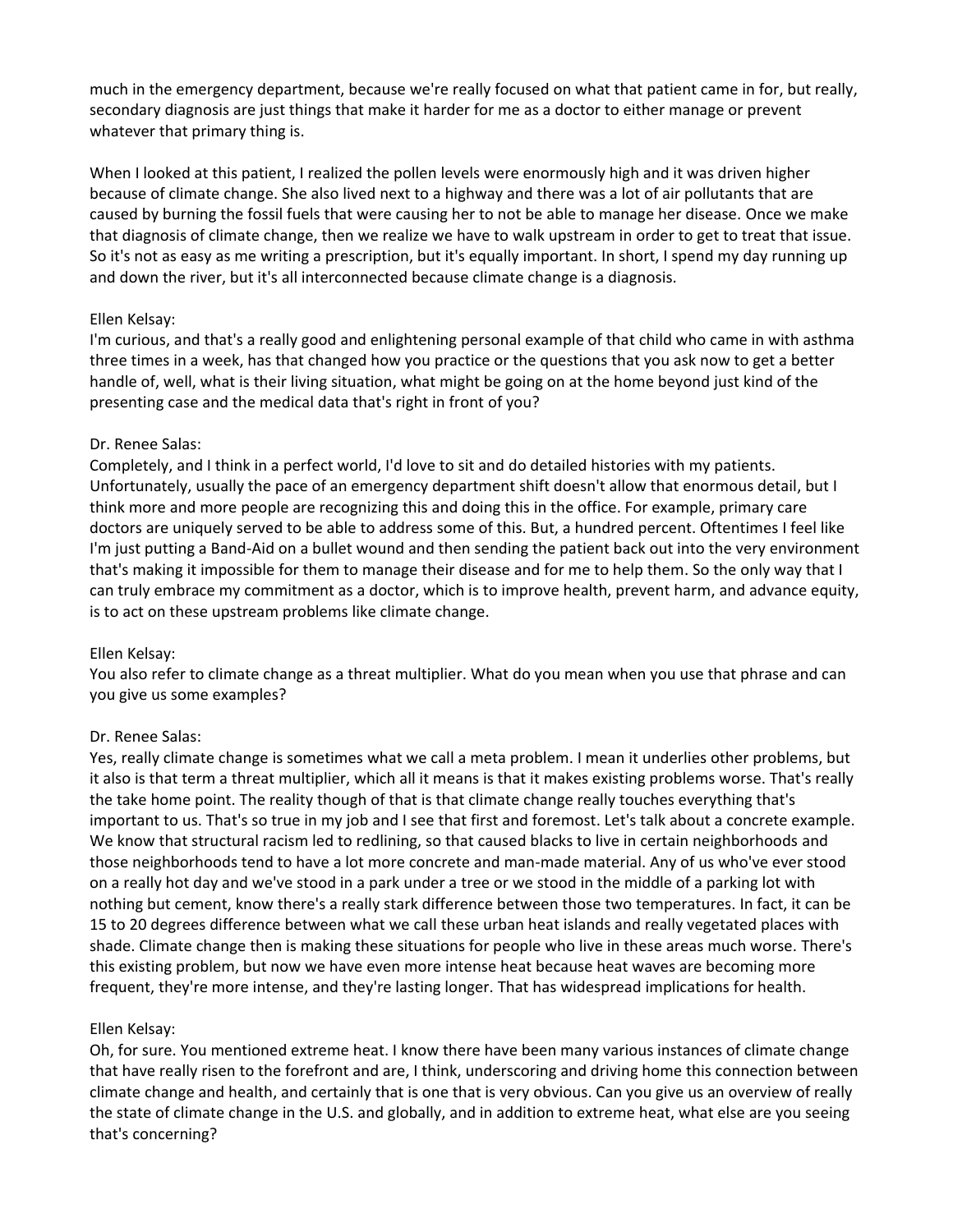much in the emergency department, because we're really focused on what that patient came in for, but really, secondary diagnosis are just things that make it harder for me as a doctor to either manage or prevent whatever that primary thing is.

When I looked at this patient, I realized the pollen levels were enormously high and it was driven higher because of climate change. She also lived next to a highway and there was a lot of air pollutants that are caused by burning the fossil fuels that were causing her to not be able to manage her disease. Once we make that diagnosis of climate change, then we realize we have to walk upstream in order to get to treat that issue. So it's not as easy as me writing a prescription, but it's equally important. In short, I spend my day running up and down the river, but it's all interconnected because climate change is a diagnosis.

Ellen Kelsay:
I'm curious, and that's a really good and enlightening personal example of that child who came in with asthma three times in a week, has that changed how you practice or the questions that you ask now to get a better handle of, well, what is their living situation, what might be going on at the home beyond just kind of the presenting case and the medical data that's right in front of you?

Dr. Renee Salas:
Completely, and I think in a perfect world, I'd love to sit and do detailed histories with my patients. Unfortunately, usually the pace of an emergency department shift doesn't allow that enormous detail, but I think more and more people are recognizing this and doing this in the office. For example, primary care doctors are uniquely served to be able to address some of this. But, a hundred percent. Oftentimes I feel like I'm just putting a Band-Aid on a bullet wound and then sending the patient back out into the very environment that's making it impossible for them to manage their disease and for me to help them. So the only way that I can truly embrace my commitment as a doctor, which is to improve health, prevent harm, and advance equity, is to act on these upstream problems like climate change.

Ellen Kelsay:
You also refer to climate change as a threat multiplier. What do you mean when you use that phrase and can you give us some examples?

Dr. Renee Salas:
Yes, really climate change is sometimes what we call a meta problem. I mean it underlies other problems, but it also is that term a threat multiplier, which all it means is that it makes existing problems worse. That's really the take home point. The reality though of that is that climate change really touches everything that's important to us. That's so true in my job and I see that first and foremost. Let's talk about a concrete example. We know that structural racism led to redlining, so that caused blacks to live in certain neighborhoods and those neighborhoods tend to have a lot more concrete and man-made material. Any of us who've ever stood on a really hot day and we've stood in a park under a tree or we stood in the middle of a parking lot with nothing but cement, know there's a really stark difference between those two temperatures. In fact, it can be 15 to 20 degrees difference between what we call these urban heat islands and really vegetated places with shade. Climate change then is making these situations for people who live in these areas much worse. There's this existing problem, but now we have even more intense heat because heat waves are becoming more frequent, they're more intense, and they're lasting longer. That has widespread implications for health.

Ellen Kelsay:
Oh, for sure. You mentioned extreme heat. I know there have been many various instances of climate change that have really risen to the forefront and are, I think, underscoring and driving home this connection between climate change and health, and certainly that is one that is very obvious. Can you give us an overview of really the state of climate change in the U.S. and globally, and in addition to extreme heat, what else are you seeing that's concerning?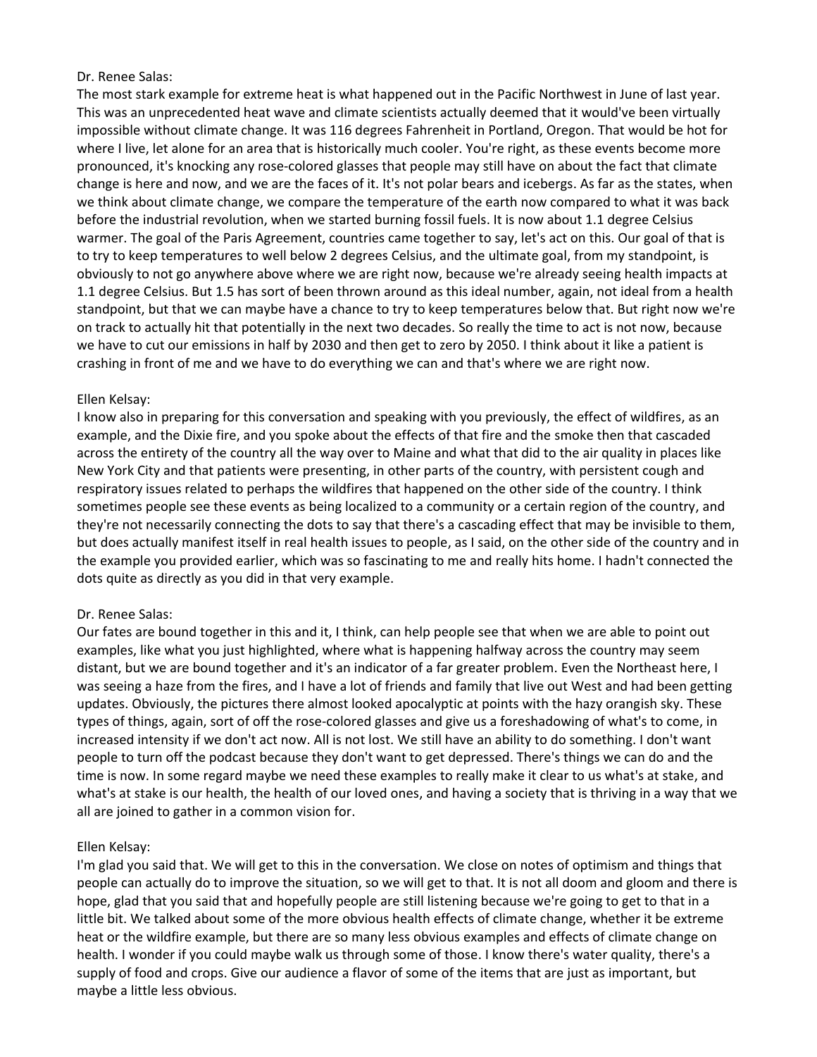Dr. Renee Salas:
The most stark example for extreme heat is what happened out in the Pacific Northwest in June of last year. This was an unprecedented heat wave and climate scientists actually deemed that it would've been virtually impossible without climate change. It was 116 degrees Fahrenheit in Portland, Oregon. That would be hot for where I live, let alone for an area that is historically much cooler. You're right, as these events become more pronounced, it's knocking any rose-colored glasses that people may still have on about the fact that climate change is here and now, and we are the faces of it. It's not polar bears and icebergs. As far as the states, when we think about climate change, we compare the temperature of the earth now compared to what it was back before the industrial revolution, when we started burning fossil fuels. It is now about 1.1 degree Celsius warmer. The goal of the Paris Agreement, countries came together to say, let's act on this. Our goal of that is to try to keep temperatures to well below 2 degrees Celsius, and the ultimate goal, from my standpoint, is obviously to not go anywhere above where we are right now, because we're already seeing health impacts at 1.1 degree Celsius. But 1.5 has sort of been thrown around as this ideal number, again, not ideal from a health standpoint, but that we can maybe have a chance to try to keep temperatures below that. But right now we're on track to actually hit that potentially in the next two decades. So really the time to act is not now, because we have to cut our emissions in half by 2030 and then get to zero by 2050. I think about it like a patient is crashing in front of me and we have to do everything we can and that's where we are right now.

Ellen Kelsay:
I know also in preparing for this conversation and speaking with you previously, the effect of wildfires, as an example, and the Dixie fire, and you spoke about the effects of that fire and the smoke then that cascaded across the entirety of the country all the way over to Maine and what that did to the air quality in places like New York City and that patients were presenting, in other parts of the country, with persistent cough and respiratory issues related to perhaps the wildfires that happened on the other side of the country. I think sometimes people see these events as being localized to a community or a certain region of the country, and they're not necessarily connecting the dots to say that there's a cascading effect that may be invisible to them, but does actually manifest itself in real health issues to people, as I said, on the other side of the country and in the example you provided earlier, which was so fascinating to me and really hits home. I hadn't connected the dots quite as directly as you did in that very example.

Dr. Renee Salas:
Our fates are bound together in this and it, I think, can help people see that when we are able to point out examples, like what you just highlighted, where what is happening halfway across the country may seem distant, but we are bound together and it's an indicator of a far greater problem. Even the Northeast here, I was seeing a haze from the fires, and I have a lot of friends and family that live out West and had been getting updates. Obviously, the pictures there almost looked apocalyptic at points with the hazy orangish sky. These types of things, again, sort of off the rose-colored glasses and give us a foreshadowing of what's to come, in increased intensity if we don't act now. All is not lost. We still have an ability to do something. I don't want people to turn off the podcast because they don't want to get depressed. There's things we can do and the time is now. In some regard maybe we need these examples to really make it clear to us what's at stake, and what's at stake is our health, the health of our loved ones, and having a society that is thriving in a way that we all are joined to gather in a common vision for.

Ellen Kelsay:
I'm glad you said that. We will get to this in the conversation. We close on notes of optimism and things that people can actually do to improve the situation, so we will get to that. It is not all doom and gloom and there is hope, glad that you said that and hopefully people are still listening because we're going to get to that in a little bit. We talked about some of the more obvious health effects of climate change, whether it be extreme heat or the wildfire example, but there are so many less obvious examples and effects of climate change on health. I wonder if you could maybe walk us through some of those. I know there's water quality, there's a supply of food and crops. Give our audience a flavor of some of the items that are just as important, but maybe a little less obvious.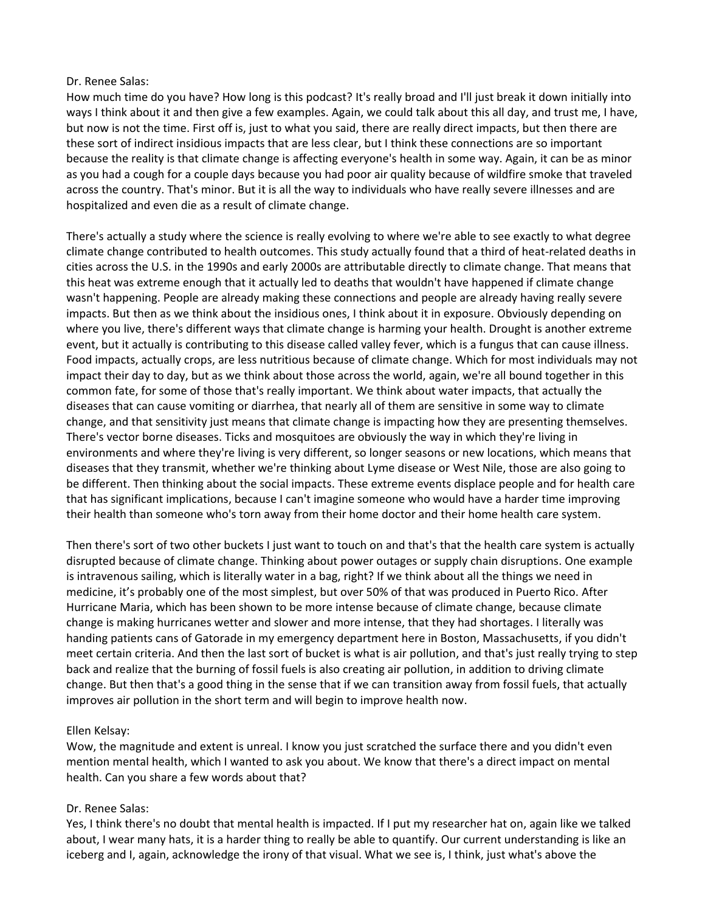Dr. Renee Salas:
How much time do you have? How long is this podcast? It's really broad and I'll just break it down initially into ways I think about it and then give a few examples. Again, we could talk about this all day, and trust me, I have, but now is not the time. First off is, just to what you said, there are really direct impacts, but then there are these sort of indirect insidious impacts that are less clear, but I think these connections are so important because the reality is that climate change is affecting everyone's health in some way. Again, it can be as minor as you had a cough for a couple days because you had poor air quality because of wildfire smoke that traveled across the country. That's minor. But it is all the way to individuals who have really severe illnesses and are hospitalized and even die as a result of climate change.

There's actually a study where the science is really evolving to where we're able to see exactly to what degree climate change contributed to health outcomes. This study actually found that a third of heat-related deaths in cities across the U.S. in the 1990s and early 2000s are attributable directly to climate change. That means that this heat was extreme enough that it actually led to deaths that wouldn't have happened if climate change wasn't happening. People are already making these connections and people are already having really severe impacts. But then as we think about the insidious ones, I think about it in exposure. Obviously depending on where you live, there's different ways that climate change is harming your health. Drought is another extreme event, but it actually is contributing to this disease called valley fever, which is a fungus that can cause illness. Food impacts, actually crops, are less nutritious because of climate change. Which for most individuals may not impact their day to day, but as we think about those across the world, again, we're all bound together in this common fate, for some of those that's really important. We think about water impacts, that actually the diseases that can cause vomiting or diarrhea, that nearly all of them are sensitive in some way to climate change, and that sensitivity just means that climate change is impacting how they are presenting themselves. There's vector borne diseases. Ticks and mosquitoes are obviously the way in which they're living in environments and where they're living is very different, so longer seasons or new locations, which means that diseases that they transmit, whether we're thinking about Lyme disease or West Nile, those are also going to be different. Then thinking about the social impacts. These extreme events displace people and for health care that has significant implications, because I can't imagine someone who would have a harder time improving their health than someone who's torn away from their home doctor and their home health care system.

Then there's sort of two other buckets I just want to touch on and that's that the health care system is actually disrupted because of climate change. Thinking about power outages or supply chain disruptions. One example is intravenous sailing, which is literally water in a bag, right? If we think about all the things we need in medicine, it's probably one of the most simplest, but over 50% of that was produced in Puerto Rico. After Hurricane Maria, which has been shown to be more intense because of climate change, because climate change is making hurricanes wetter and slower and more intense, that they had shortages. I literally was handing patients cans of Gatorade in my emergency department here in Boston, Massachusetts, if you didn't meet certain criteria. And then the last sort of bucket is what is air pollution, and that's just really trying to step back and realize that the burning of fossil fuels is also creating air pollution, in addition to driving climate change. But then that's a good thing in the sense that if we can transition away from fossil fuels, that actually improves air pollution in the short term and will begin to improve health now.

Ellen Kelsay:
Wow, the magnitude and extent is unreal. I know you just scratched the surface there and you didn't even mention mental health, which I wanted to ask you about. We know that there's a direct impact on mental health. Can you share a few words about that?

Dr. Renee Salas:
Yes, I think there's no doubt that mental health is impacted. If I put my researcher hat on, again like we talked about, I wear many hats, it is a harder thing to really be able to quantify. Our current understanding is like an iceberg and I, again, acknowledge the irony of that visual. What we see is, I think, just what's above the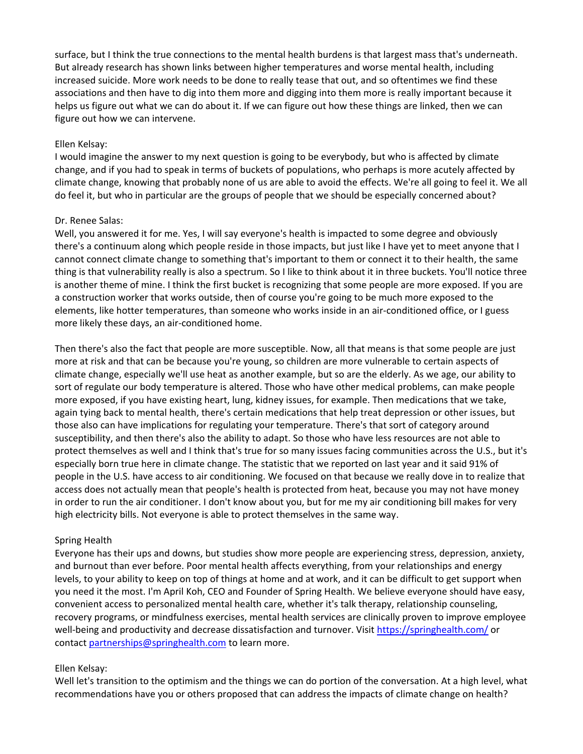surface, but I think the true connections to the mental health burdens is that largest mass that's underneath. But already research has shown links between higher temperatures and worse mental health, including increased suicide. More work needs to be done to really tease that out, and so oftentimes we find these associations and then have to dig into them more and digging into them more is really important because it helps us figure out what we can do about it. If we can figure out how these things are linked, then we can figure out how we can intervene.

Ellen Kelsay:
I would imagine the answer to my next question is going to be everybody, but who is affected by climate change, and if you had to speak in terms of buckets of populations, who perhaps is more acutely affected by climate change, knowing that probably none of us are able to avoid the effects. We're all going to feel it. We all do feel it, but who in particular are the groups of people that we should be especially concerned about?

Dr. Renee Salas:
Well, you answered it for me. Yes, I will say everyone's health is impacted to some degree and obviously there's a continuum along which people reside in those impacts, but just like I have yet to meet anyone that I cannot connect climate change to something that's important to them or connect it to their health, the same thing is that vulnerability really is also a spectrum. So I like to think about it in three buckets. You'll notice three is another theme of mine. I think the first bucket is recognizing that some people are more exposed. If you are a construction worker that works outside, then of course you're going to be much more exposed to the elements, like hotter temperatures, than someone who works inside in an air-conditioned office, or I guess more likely these days, an air-conditioned home.

Then there's also the fact that people are more susceptible. Now, all that means is that some people are just more at risk and that can be because you're young, so children are more vulnerable to certain aspects of climate change, especially we'll use heat as another example, but so are the elderly. As we age, our ability to sort of regulate our body temperature is altered. Those who have other medical problems, can make people more exposed, if you have existing heart, lung, kidney issues, for example. Then medications that we take, again tying back to mental health, there's certain medications that help treat depression or other issues, but those also can have implications for regulating your temperature. There's that sort of category around susceptibility, and then there's also the ability to adapt. So those who have less resources are not able to protect themselves as well and I think that's true for so many issues facing communities across the U.S., but it's especially born true here in climate change. The statistic that we reported on last year and it said 91% of people in the U.S. have access to air conditioning. We focused on that because we really dove in to realize that access does not actually mean that people's health is protected from heat, because you may not have money in order to run the air conditioner. I don't know about you, but for me my air conditioning bill makes for very high electricity bills. Not everyone is able to protect themselves in the same way.

Spring Health
Everyone has their ups and downs, but studies show more people are experiencing stress, depression, anxiety, and burnout than ever before. Poor mental health affects everything, from your relationships and energy levels, to your ability to keep on top of things at home and at work, and it can be difficult to get support when you need it the most. I'm April Koh, CEO and Founder of Spring Health. We believe everyone should have easy, convenient access to personalized mental health care, whether it's talk therapy, relationship counseling, recovery programs, or mindfulness exercises, mental health services are clinically proven to improve employee well-being and productivity and decrease dissatisfaction and turnover. Visit [https://springhealth.com/](https://springhealth.com/) or contact [partnerships@springhealth.com](mailto:partnerships@springhealth.com) to learn more.

Ellen Kelsay:
Well let's transition to the optimism and the things we can do portion of the conversation. At a high level, what recommendations have you or others proposed that can address the impacts of climate change on health?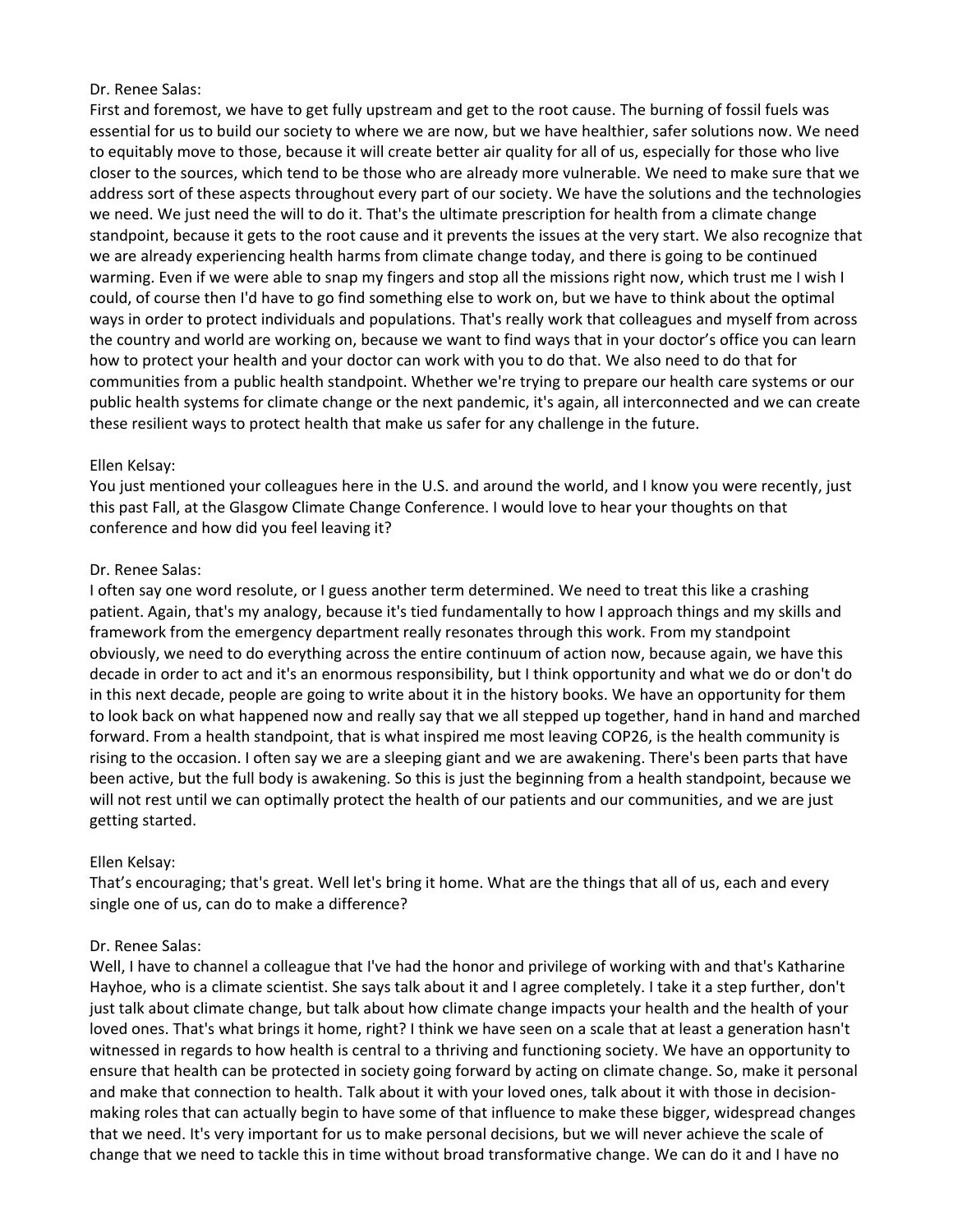Dr. Renee Salas:
First and foremost, we have to get fully upstream and get to the root cause. The burning of fossil fuels was essential for us to build our society to where we are now, but we have healthier, safer solutions now. We need to equitably move to those, because it will create better air quality for all of us, especially for those who live closer to the sources, which tend to be those who are already more vulnerable. We need to make sure that we address sort of these aspects throughout every part of our society. We have the solutions and the technologies we need. We just need the will to do it. That's the ultimate prescription for health from a climate change standpoint, because it gets to the root cause and it prevents the issues at the very start. We also recognize that we are already experiencing health harms from climate change today, and there is going to be continued warming. Even if we were able to snap my fingers and stop all the missions right now, which trust me I wish I could, of course then I'd have to go find something else to work on, but we have to think about the optimal ways in order to protect individuals and populations. That's really work that colleagues and myself from across the country and world are working on, because we want to find ways that in your doctor's office you can learn how to protect your health and your doctor can work with you to do that. We also need to do that for communities from a public health standpoint. Whether we're trying to prepare our health care systems or our public health systems for climate change or the next pandemic, it's again, all interconnected and we can create these resilient ways to protect health that make us safer for any challenge in the future.

Ellen Kelsay:
You just mentioned your colleagues here in the U.S. and around the world, and I know you were recently, just this past Fall, at the Glasgow Climate Change Conference. I would love to hear your thoughts on that conference and how did you feel leaving it?

Dr. Renee Salas:
I often say one word resolute, or I guess another term determined. We need to treat this like a crashing patient. Again, that's my analogy, because it's tied fundamentally to how I approach things and my skills and framework from the emergency department really resonates through this work. From my standpoint obviously, we need to do everything across the entire continuum of action now, because again, we have this decade in order to act and it's an enormous responsibility, but I think opportunity and what we do or don't do in this next decade, people are going to write about it in the history books. We have an opportunity for them to look back on what happened now and really say that we all stepped up together, hand in hand and marched forward. From a health standpoint, that is what inspired me most leaving COP26, is the health community is rising to the occasion. I often say we are a sleeping giant and we are awakening. There's been parts that have been active, but the full body is awakening. So this is just the beginning from a health standpoint, because we will not rest until we can optimally protect the health of our patients and our communities, and we are just getting started.

Ellen Kelsay:
That's encouraging; that's great. Well let's bring it home. What are the things that all of us, each and every single one of us, can do to make a difference?

Dr. Renee Salas:
Well, I have to channel a colleague that I've had the honor and privilege of working with and that's Katharine Hayhoe, who is a climate scientist. She says talk about it and I agree completely. I take it a step further, don't just talk about climate change, but talk about how climate change impacts your health and the health of your loved ones. That's what brings it home, right? I think we have seen on a scale that at least a generation hasn't witnessed in regards to how health is central to a thriving and functioning society. We have an opportunity to ensure that health can be protected in society going forward by acting on climate change. So, make it personal and make that connection to health. Talk about it with your loved ones, talk about it with those in decision-making roles that can actually begin to have some of that influence to make these bigger, widespread changes that we need. It's very important for us to make personal decisions, but we will never achieve the scale of change that we need to tackle this in time without broad transformative change. We can do it and I have no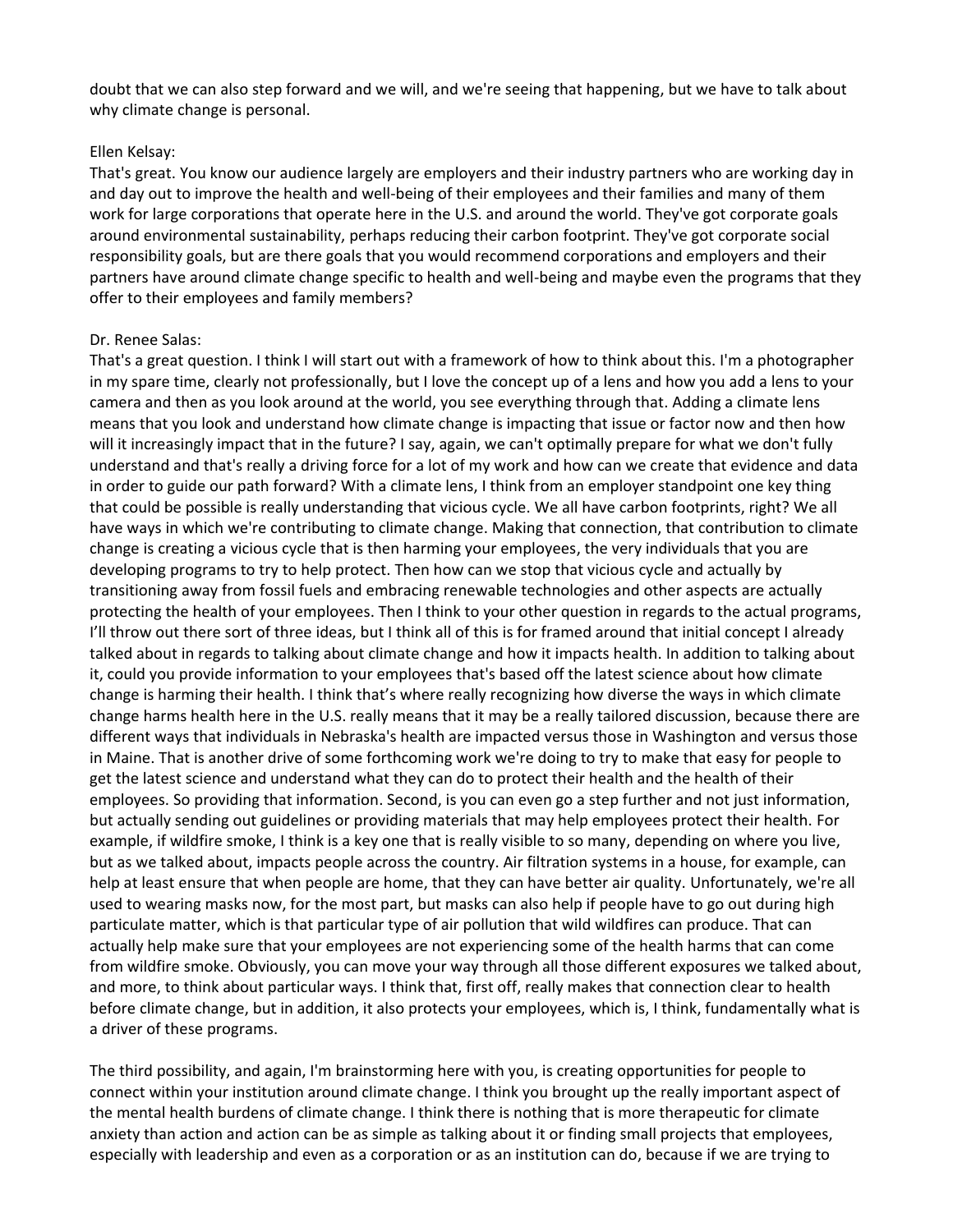doubt that we can also step forward and we will, and we're seeing that happening, but we have to talk about why climate change is personal.

Ellen Kelsay:
That's great. You know our audience largely are employers and their industry partners who are working day in and day out to improve the health and well-being of their employees and their families and many of them work for large corporations that operate here in the U.S. and around the world. They've got corporate goals around environmental sustainability, perhaps reducing their carbon footprint. They've got corporate social responsibility goals, but are there goals that you would recommend corporations and employers and their partners have around climate change specific to health and well-being and maybe even the programs that they offer to their employees and family members?

Dr. Renee Salas:
That's a great question. I think I will start out with a framework of how to think about this. I'm a photographer in my spare time, clearly not professionally, but I love the concept up of a lens and how you add a lens to your camera and then as you look around at the world, you see everything through that. Adding a climate lens means that you look and understand how climate change is impacting that issue or factor now and then how will it increasingly impact that in the future? I say, again, we can't optimally prepare for what we don't fully understand and that's really a driving force for a lot of my work and how can we create that evidence and data in order to guide our path forward? With a climate lens, I think from an employer standpoint one key thing that could be possible is really understanding that vicious cycle. We all have carbon footprints, right? We all have ways in which we're contributing to climate change. Making that connection, that contribution to climate change is creating a vicious cycle that is then harming your employees, the very individuals that you are developing programs to try to help protect. Then how can we stop that vicious cycle and actually by transitioning away from fossil fuels and embracing renewable technologies and other aspects are actually protecting the health of your employees. Then I think to your other question in regards to the actual programs, I'll throw out there sort of three ideas, but I think all of this is for framed around that initial concept I already talked about in regards to talking about climate change and how it impacts health. In addition to talking about it, could you provide information to your employees that's based off the latest science about how climate change is harming their health. I think that's where really recognizing how diverse the ways in which climate change harms health here in the U.S. really means that it may be a really tailored discussion, because there are different ways that individuals in Nebraska's health are impacted versus those in Washington and versus those in Maine. That is another drive of some forthcoming work we're doing to try to make that easy for people to get the latest science and understand what they can do to protect their health and the health of their employees. So providing that information. Second, is you can even go a step further and not just information, but actually sending out guidelines or providing materials that may help employees protect their health. For example, if wildfire smoke, I think is a key one that is really visible to so many, depending on where you live, but as we talked about, impacts people across the country. Air filtration systems in a house, for example, can help at least ensure that when people are home, that they can have better air quality. Unfortunately, we're all used to wearing masks now, for the most part, but masks can also help if people have to go out during high particulate matter, which is that particular type of air pollution that wild wildfires can produce. That can actually help make sure that your employees are not experiencing some of the health harms that can come from wildfire smoke. Obviously, you can move your way through all those different exposures we talked about, and more, to think about particular ways. I think that, first off, really makes that connection clear to health before climate change, but in addition, it also protects your employees, which is, I think, fundamentally what is a driver of these programs.

The third possibility, and again, I'm brainstorming here with you, is creating opportunities for people to connect within your institution around climate change. I think you brought up the really important aspect of the mental health burdens of climate change. I think there is nothing that is more therapeutic for climate anxiety than action and action can be as simple as talking about it or finding small projects that employees, especially with leadership and even as a corporation or as an institution can do, because if we are trying to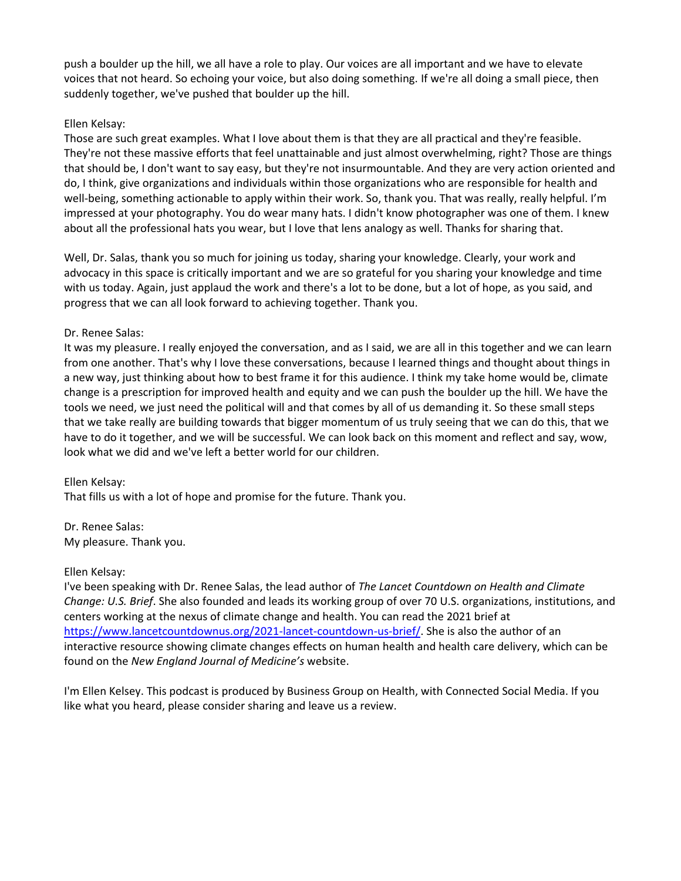push a boulder up the hill, we all have a role to play. Our voices are all important and we have to elevate voices that not heard. So echoing your voice, but also doing something. If we're all doing a small piece, then suddenly together, we've pushed that boulder up the hill.

Ellen Kelsay:
Those are such great examples. What I love about them is that they are all practical and they're feasible. They're not these massive efforts that feel unattainable and just almost overwhelming, right? Those are things that should be, I don't want to say easy, but they're not insurmountable. And they are very action oriented and do, I think, give organizations and individuals within those organizations who are responsible for health and well-being, something actionable to apply within their work. So, thank you. That was really, really helpful. I'm impressed at your photography. You do wear many hats. I didn't know photographer was one of them. I knew about all the professional hats you wear, but I love that lens analogy as well. Thanks for sharing that.

Well, Dr. Salas, thank you so much for joining us today, sharing your knowledge. Clearly, your work and advocacy in this space is critically important and we are so grateful for you sharing your knowledge and time with us today. Again, just applaud the work and there's a lot to be done, but a lot of hope, as you said, and progress that we can all look forward to achieving together. Thank you.

Dr. Renee Salas:
It was my pleasure. I really enjoyed the conversation, and as I said, we are all in this together and we can learn from one another. That's why I love these conversations, because I learned things and thought about things in a new way, just thinking about how to best frame it for this audience. I think my take home would be, climate change is a prescription for improved health and equity and we can push the boulder up the hill. We have the tools we need, we just need the political will and that comes by all of us demanding it. So these small steps that we take really are building towards that bigger momentum of us truly seeing that we can do this, that we have to do it together, and we will be successful. We can look back on this moment and reflect and say, wow, look what we did and we've left a better world for our children.

Ellen Kelsay:
That fills us with a lot of hope and promise for the future. Thank you.

Dr. Renee Salas:
My pleasure. Thank you.

Ellen Kelsay:
I've been speaking with Dr. Renee Salas, the lead author of *The Lancet Countdown on Health and Climate Change: U.S. Brief*. She also founded and leads its working group of over 70 U.S. organizations, institutions, and centers working at the nexus of climate change and health. You can read the 2021 brief at [https://www.lancetcountdownus.org/2021-lancet-countdown-us-brief/](https://www.lancetcountdownus.org/2021-lancet-countdown-us-brief/). She is also the author of an interactive resource showing climate changes effects on human health and health care delivery, which can be found on the *New England Journal of Medicine's* website.

I'm Ellen Kelsey. This podcast is produced by Business Group on Health, with Connected Social Media. If you like what you heard, please consider sharing and leave us a review.